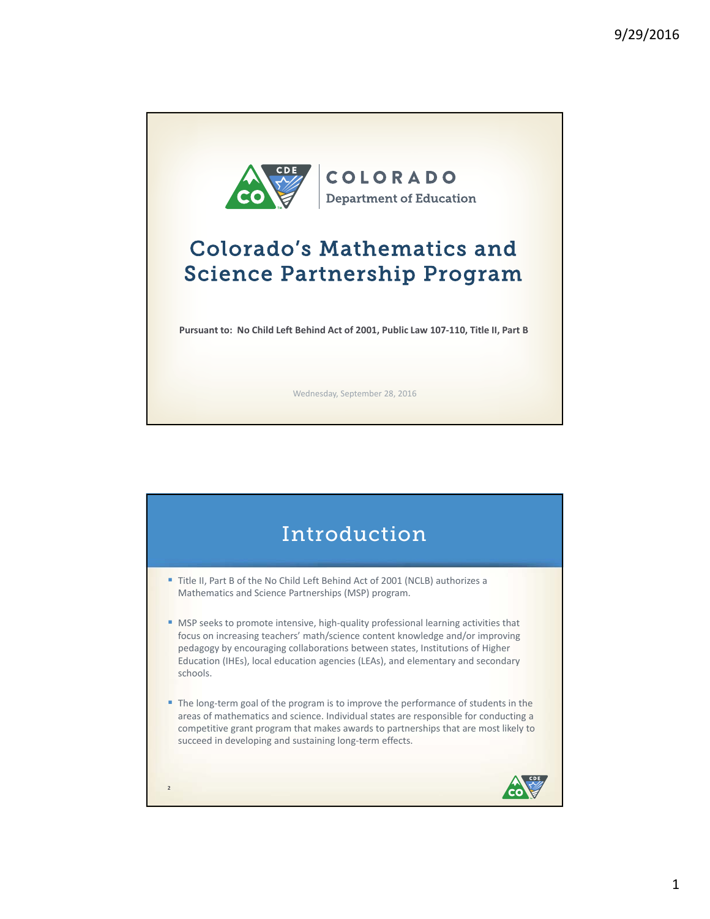COLORADO
Department of Education

# Colorado's Mathematics and Science Partnership Program

**Pursuant to: No Child Left Behind Act of 2001, Public Law 107-110, Title II, Part B**

Wednesday, September 28, 2016

## Introduction

- Title II, Part B of the No Child Left Behind Act of 2001 (NCLB) authorizes a Mathematics and Science Partnerships (MSP) program.
- MSP seeks to promote intensive, high-quality professional learning activities that focus on increasing teachers' math/science content knowledge and/or improving pedagogy by encouraging collaborations between states, Institutions of Higher Education (IHEs), local education agencies (LEAs), and elementary and secondary schools.
- The long-term goal of the program is to improve the performance of students in the areas of mathematics and science. Individual states are responsible for conducting a competitive grant program that makes awards to partnerships that are most likely to succeed in developing and sustaining long-term effects.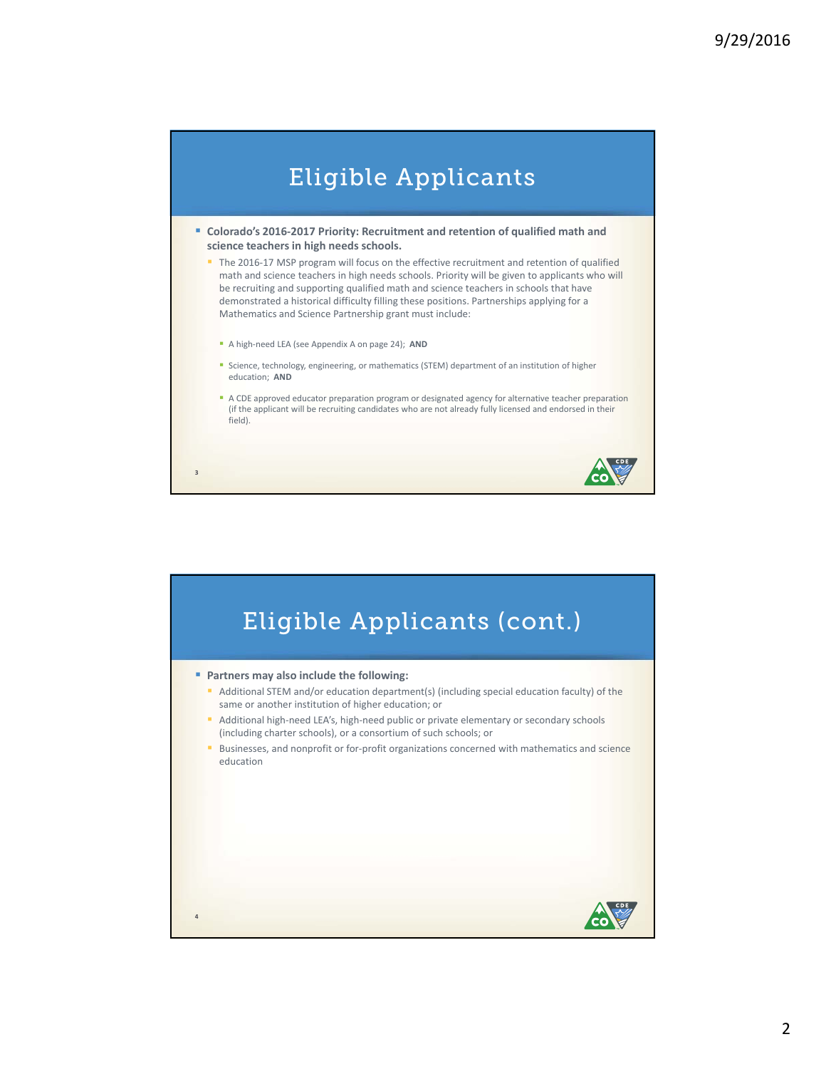# Eligible Applicants

- **Colorado's 2016-2017 Priority: Recruitment and retention of qualified math and science teachers in high needs schools.**
  - The 2016-17 MSP program will focus on the effective recruitment and retention of qualified math and science teachers in high needs schools. Priority will be given to applicants who will be recruiting and supporting qualified math and science teachers in schools that have demonstrated a historical difficulty filling these positions. Partnerships applying for a Mathematics and Science Partnership grant must include:
    - A high-need LEA (see Appendix A on page 24); **AND**
    - Science, technology, engineering, or mathematics (STEM) department of an institution of higher education; **AND**
    - A CDE approved educator preparation program or designated agency for alternative teacher preparation (if the applicant will be recruiting candidates who are not already fully licensed and endorsed in their field).

# Eligible Applicants (cont.)

- **Partners may also include the following:**
  - Additional STEM and/or education department(s) (including special education faculty) of the same or another institution of higher education; or
  - Additional high-need LEA's, high-need public or private elementary or secondary schools (including charter schools), or a consortium of such schools; or
  - Businesses, and nonprofit or for-profit organizations concerned with mathematics and science education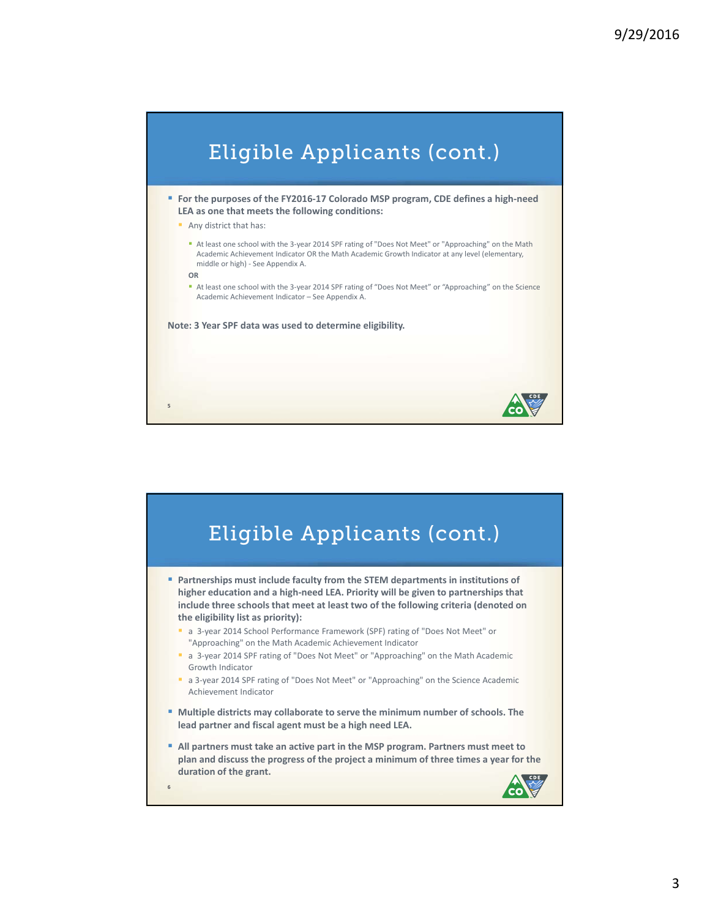## Eligible Applicants (cont.)

- **For the purposes of the FY2016-17 Colorado MSP program, CDE defines a high-need LEA as one that meets the following conditions:**
  - Any district that has:
    - At least one school with the 3-year 2014 SPF rating of "Does Not Meet" or "Approaching" on the Math Academic Achievement Indicator OR the Math Academic Growth Indicator at any level (elementary, middle or high) - See Appendix A.

    **OR**
    - At least one school with the 3-year 2014 SPF rating of "Does Not Meet" or "Approaching" on the Science Academic Achievement Indicator – See Appendix A.

**Note: 3 Year SPF data was used to determine eligibility.**

## Eligible Applicants (cont.)

- **Partnerships must include faculty from the STEM departments in institutions of higher education and a high-need LEA. Priority will be given to partnerships that include three schools that meet at least two of the following criteria (denoted on the eligibility list as priority):**
  - a 3-year 2014 School Performance Framework (SPF) rating of "Does Not Meet" or "Approaching" on the Math Academic Achievement Indicator
  - a 3-year 2014 SPF rating of "Does Not Meet" or "Approaching" on the Math Academic Growth Indicator
  - a 3-year 2014 SPF rating of "Does Not Meet" or "Approaching" on the Science Academic Achievement Indicator
- **Multiple districts may collaborate to serve the minimum number of schools. The lead partner and fiscal agent must be a high need LEA.**
- **All partners must take an active part in the MSP program. Partners must meet to plan and discuss the progress of the project a minimum of three times a year for the duration of the grant.**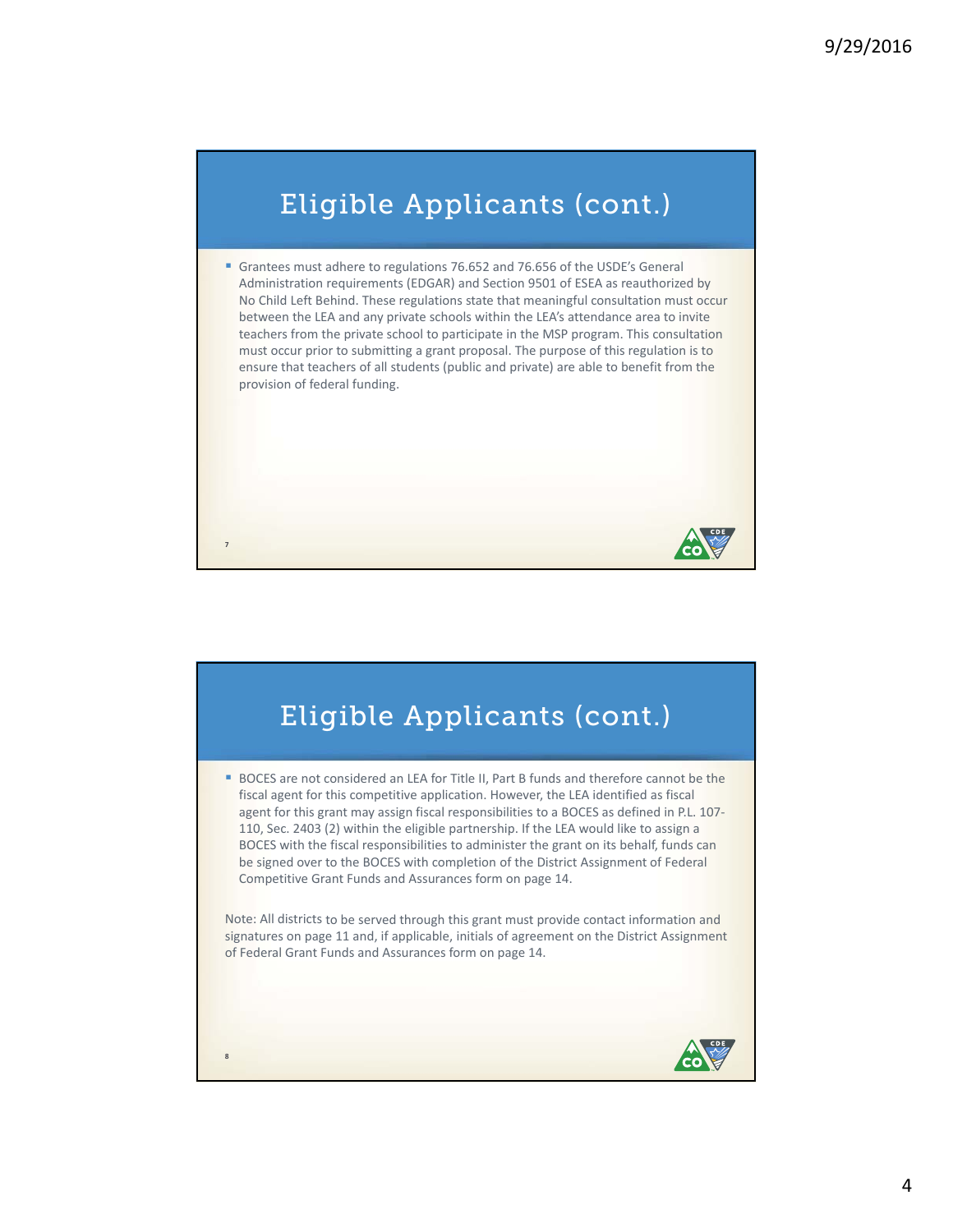## Eligible Applicants (cont.)

- Grantees must adhere to regulations 76.652 and 76.656 of the USDE's General Administration requirements (EDGAR) and Section 9501 of ESEA as reauthorized by No Child Left Behind. These regulations state that meaningful consultation must occur between the LEA and any private schools within the LEA's attendance area to invite teachers from the private school to participate in the MSP program. This consultation must occur prior to submitting a grant proposal. The purpose of this regulation is to ensure that teachers of all students (public and private) are able to benefit from the provision of federal funding.

## Eligible Applicants (cont.)

- BOCES are not considered an LEA for Title II, Part B funds and therefore cannot be the fiscal agent for this competitive application. However, the LEA identified as fiscal agent for this grant may assign fiscal responsibilities to a BOCES as defined in P.L. 107-110, Sec. 2403 (2) within the eligible partnership. If the LEA would like to assign a BOCES with the fiscal responsibilities to administer the grant on its behalf, funds can be signed over to the BOCES with completion of the District Assignment of Federal Competitive Grant Funds and Assurances form on page 14.

Note: All districts to be served through this grant must provide contact information and signatures on page 11 and, if applicable, initials of agreement on the District Assignment of Federal Grant Funds and Assurances form on page 14.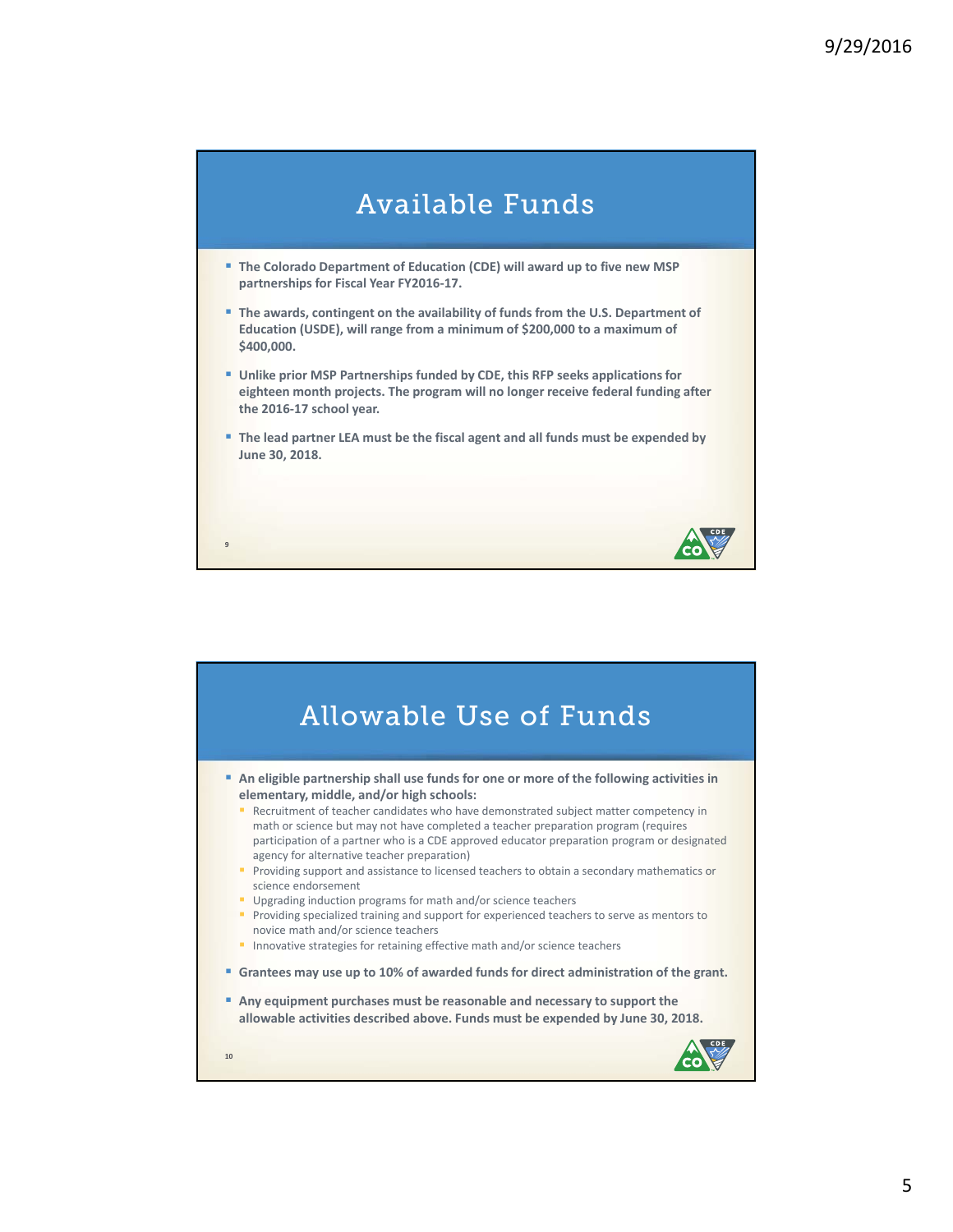## Available Funds

- The Colorado Department of Education (CDE) will award up to five new MSP partnerships for Fiscal Year FY2016-17.
- The awards, contingent on the availability of funds from the U.S. Department of Education (USDE), will range from a minimum of $200,000 to a maximum of $400,000.
- Unlike prior MSP Partnerships funded by CDE, this RFP seeks applications for eighteen month projects. The program will no longer receive federal funding after the 2016-17 school year.
- The lead partner LEA must be the fiscal agent and all funds must be expended by June 30, 2018.

## Allowable Use of Funds

- An eligible partnership shall use funds for one or more of the following activities in elementary, middle, and/or high schools:
  - Recruitment of teacher candidates who have demonstrated subject matter competency in math or science but may not have completed a teacher preparation program (requires participation of a partner who is a CDE approved educator preparation program or designated agency for alternative teacher preparation)
  - Providing support and assistance to licensed teachers to obtain a secondary mathematics or science endorsement
  - Upgrading induction programs for math and/or science teachers
  - Providing specialized training and support for experienced teachers to serve as mentors to novice math and/or science teachers
  - Innovative strategies for retaining effective math and/or science teachers
- Grantees may use up to 10% of awarded funds for direct administration of the grant.
- Any equipment purchases must be reasonable and necessary to support the allowable activities described above. Funds must be expended by June 30, 2018.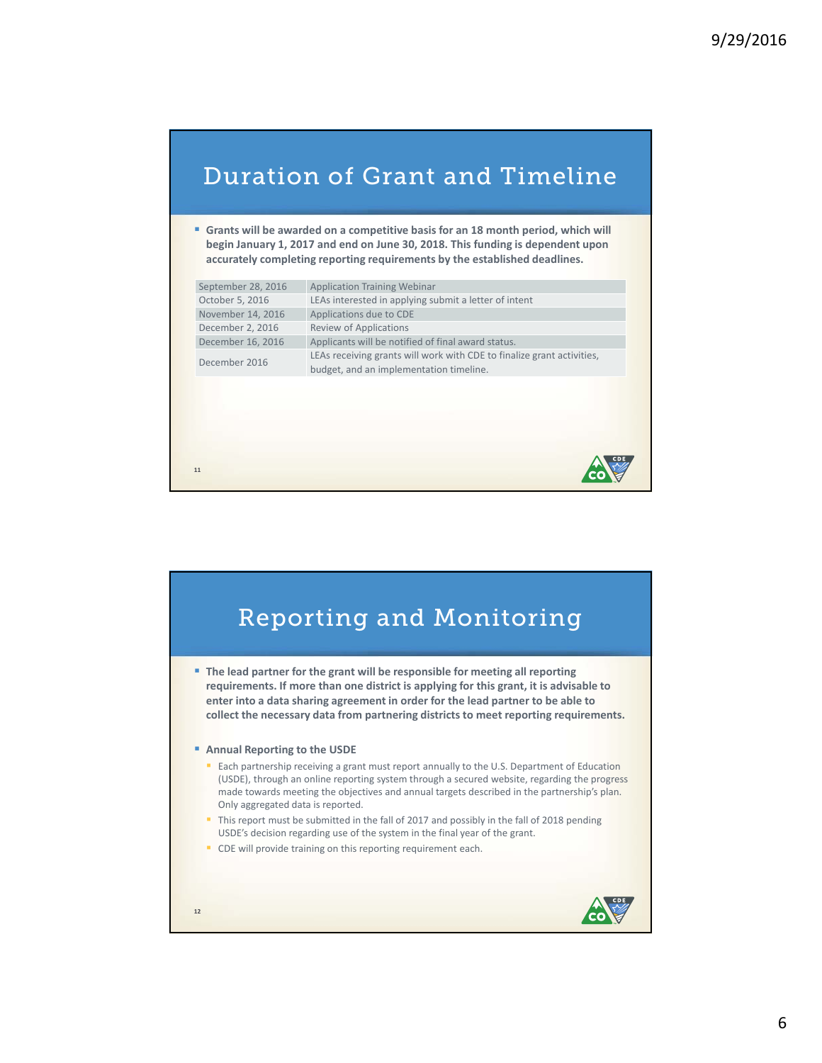## Duration of Grant and Timeline

- **Grants will be awarded on a competitive basis for an 18 month period, which will begin January 1, 2017 and end on June 30, 2018. This funding is dependent upon accurately completing reporting requirements by the established deadlines.**

| Date | Activity |
|---|---|
| September 28, 2016 | Application Training Webinar |
| October 5, 2016 | LEAs interested in applying submit a letter of intent |
| November 14, 2016 | Applications due to CDE |
| December 2, 2016 | Review of Applications |
| December 16, 2016 | Applicants will be notified of final award status. |
| December 2016 | LEAs receiving grants will work with CDE to finalize grant activities, budget, and an implementation timeline. |

## Reporting and Monitoring

- **The lead partner for the grant will be responsible for meeting all reporting requirements. If more than one district is applying for this grant, it is advisable to enter into a data sharing agreement in order for the lead partner to be able to collect the necessary data from partnering districts to meet reporting requirements.**

- **Annual Reporting to the USDE**
  - Each partnership receiving a grant must report annually to the U.S. Department of Education (USDE), through an online reporting system through a secured website, regarding the progress made towards meeting the objectives and annual targets described in the partnership's plan. Only aggregated data is reported.
  - This report must be submitted in the fall of 2017 and possibly in the fall of 2018 pending USDE's decision regarding use of the system in the final year of the grant.
  - CDE will provide training on this reporting requirement each.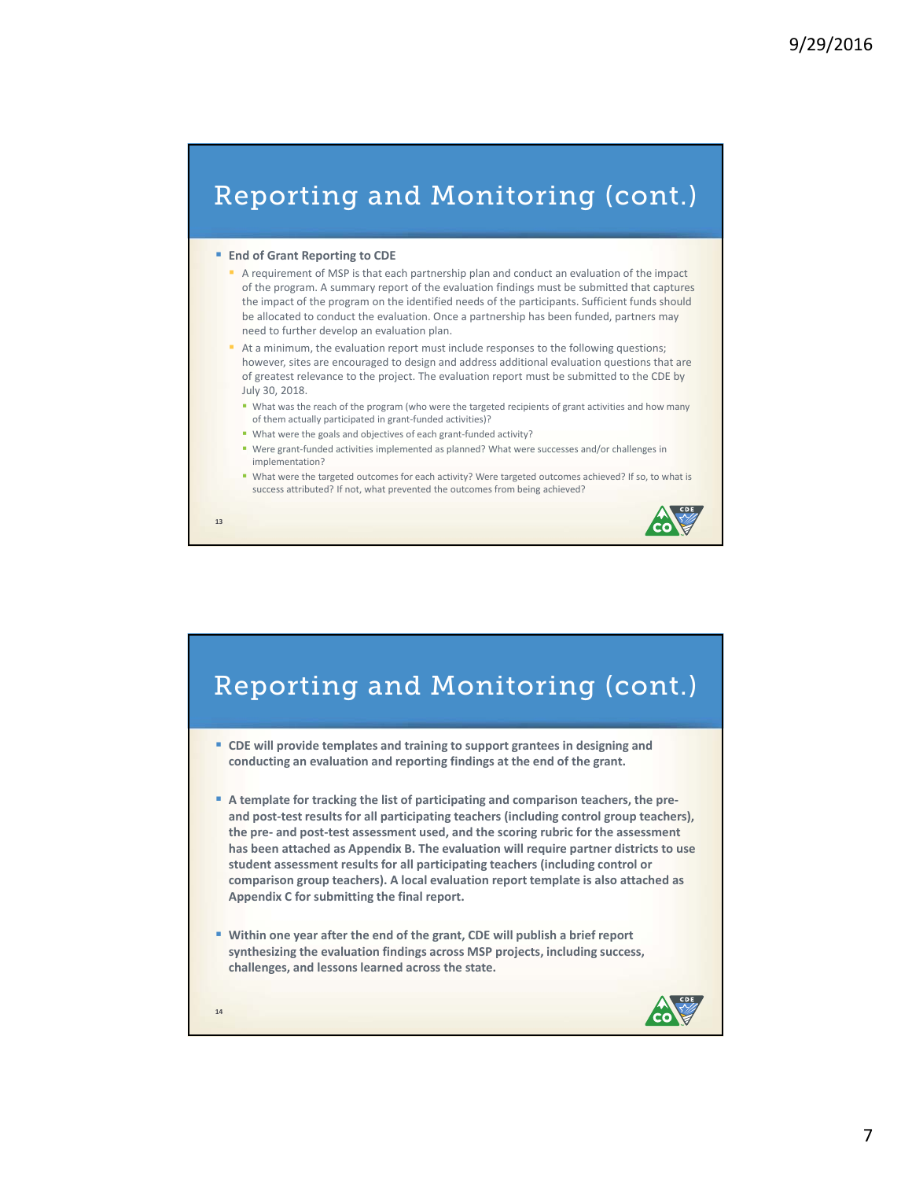## Reporting and Monitoring (cont.)

- **End of Grant Reporting to CDE**
  - A requirement of MSP is that each partnership plan and conduct an evaluation of the impact of the program. A summary report of the evaluation findings must be submitted that captures the impact of the program on the identified needs of the participants. Sufficient funds should be allocated to conduct the evaluation. Once a partnership has been funded, partners may need to further develop an evaluation plan.
  - At a minimum, the evaluation report must include responses to the following questions; however, sites are encouraged to design and address additional evaluation questions that are of greatest relevance to the project. The evaluation report must be submitted to the CDE by July 30, 2018.
    - What was the reach of the program (who were the targeted recipients of grant activities and how many of them actually participated in grant-funded activities)?
    - What were the goals and objectives of each grant-funded activity?
    - Were grant-funded activities implemented as planned? What were successes and/or challenges in implementation?
    - What were the targeted outcomes for each activity? Were targeted outcomes achieved? If so, to what is success attributed? If not, what prevented the outcomes from being achieved?

## Reporting and Monitoring (cont.)

- **CDE will provide templates and training to support grantees in designing and conducting an evaluation and reporting findings at the end of the grant.**
- **A template for tracking the list of participating and comparison teachers, the pre- and post-test results for all participating teachers (including control group teachers), the pre- and post-test assessment used, and the scoring rubric for the assessment has been attached as Appendix B. The evaluation will require partner districts to use student assessment results for all participating teachers (including control or comparison group teachers). A local evaluation report template is also attached as Appendix C for submitting the final report.**
- **Within one year after the end of the grant, CDE will publish a brief report synthesizing the evaluation findings across MSP projects, including success, challenges, and lessons learned across the state.**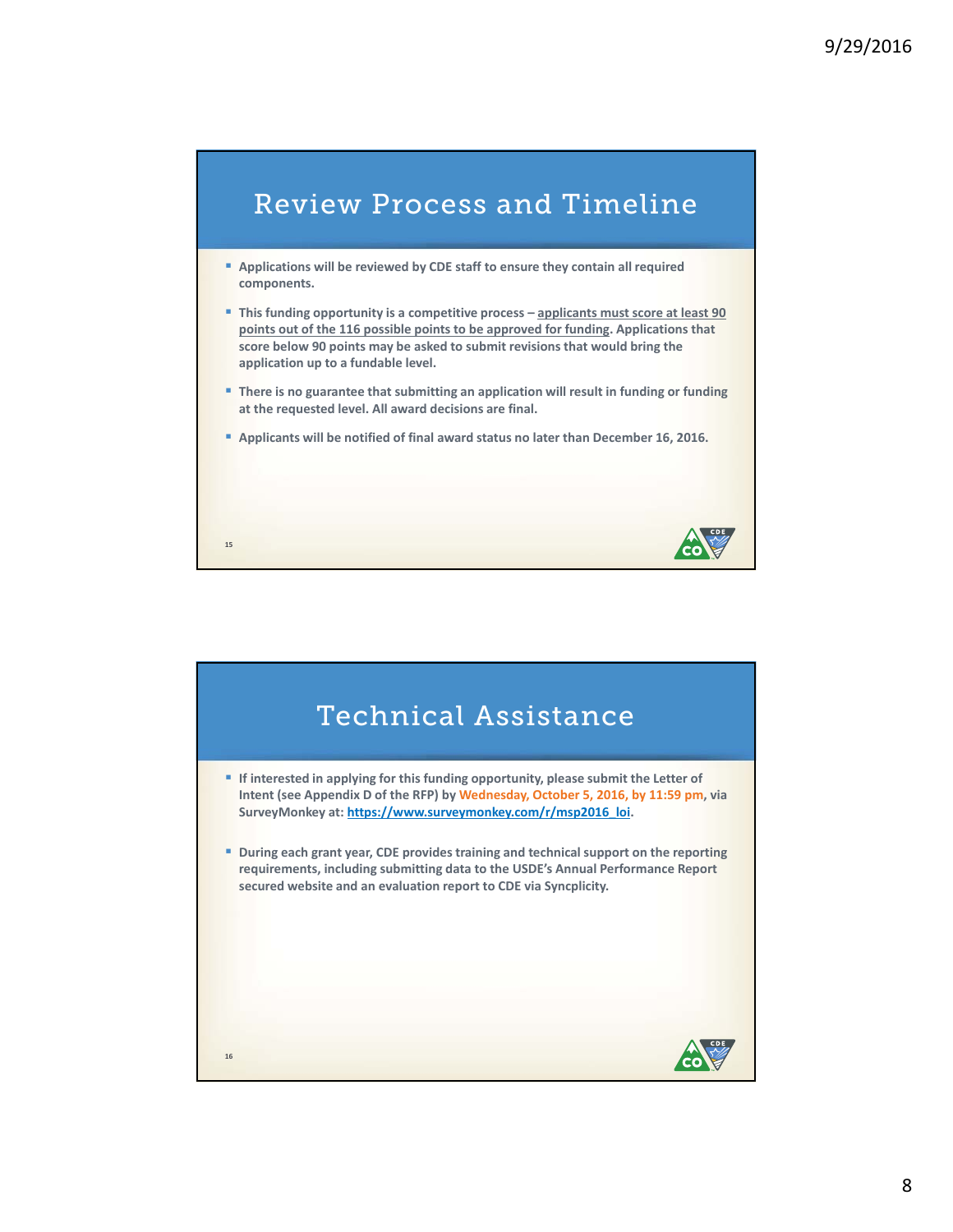## Review Process and Timeline

- **Applications will be reviewed by CDE staff to ensure they contain all required components.**
- **This funding opportunity is a competitive process – applicants must score at least 90 points out of the 116 possible points to be approved for funding. Applications that score below 90 points may be asked to submit revisions that would bring the application up to a fundable level.**
- **There is no guarantee that submitting an application will result in funding or funding at the requested level. All award decisions are final.**
- **Applicants will be notified of final award status no later than December 16, 2016.**

## Technical Assistance

- **If interested in applying for this funding opportunity, please submit the Letter of Intent (see Appendix D of the RFP) by Wednesday, October 5, 2016, by 11:59 pm, via SurveyMonkey at: https://www.surveymonkey.com/r/msp2016_loi.**
- **During each grant year, CDE provides training and technical support on the reporting requirements, including submitting data to the USDE's Annual Performance Report secured website and an evaluation report to CDE via Syncplicity.**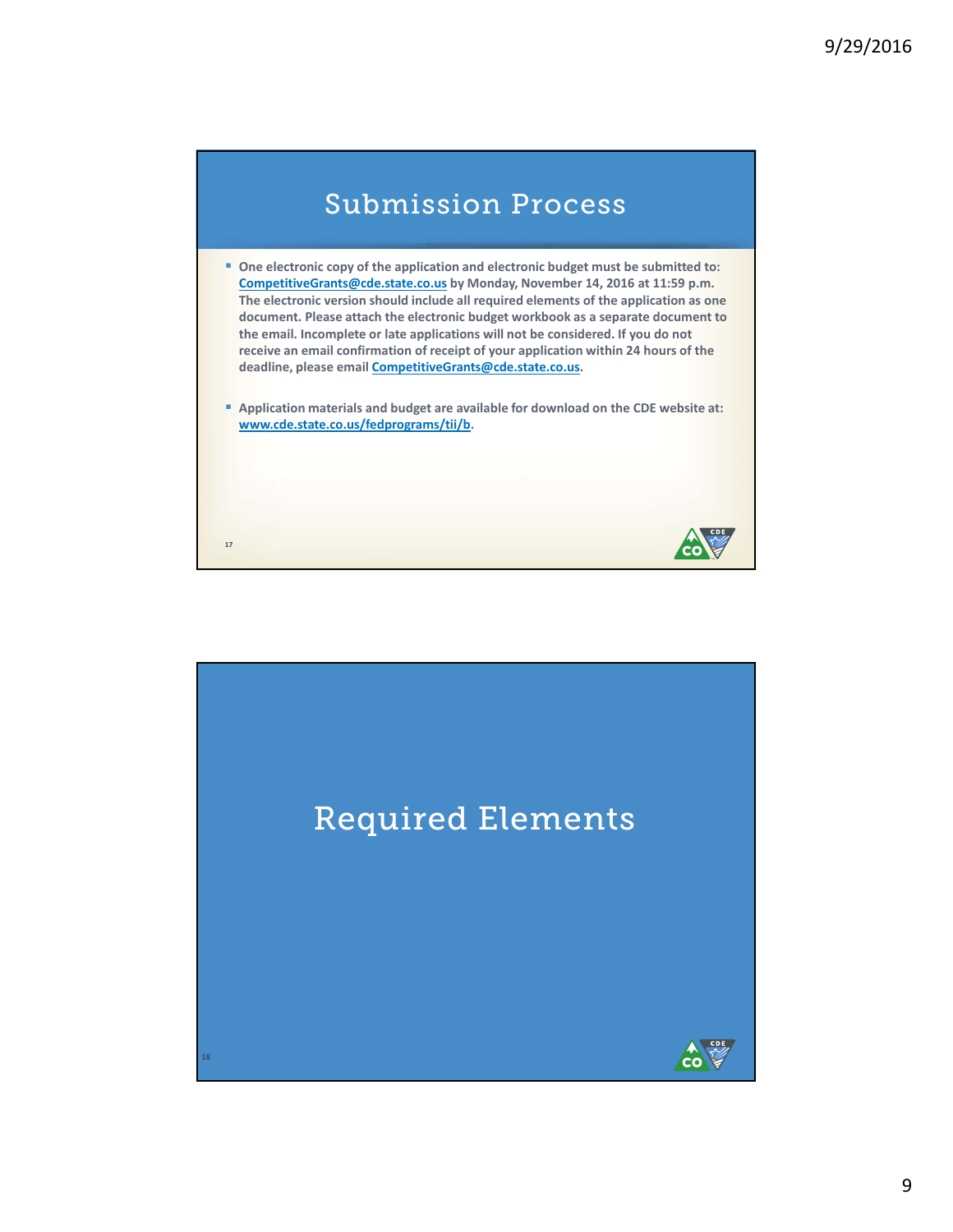## Submission Process

- **One electronic copy of the application and electronic budget must be submitted to: [CompetitiveGrants@cde.state.co.us](mailto:CompetitiveGrants@cde.state.co.us) by Monday, November 14, 2016 at 11:59 p.m. The electronic version should include all required elements of the application as one document. Please attach the electronic budget workbook as a separate document to the email. Incomplete or late applications will not be considered. If you do not receive an email confirmation of receipt of your application within 24 hours of the deadline, please email [CompetitiveGrants@cde.state.co.us](mailto:CompetitiveGrants@cde.state.co.us).**

- **Application materials and budget are available for download on the CDE website at: [www.cde.state.co.us/fedprograms/tii/b](http://www.cde.state.co.us/fedprograms/tii/b).**

## Required Elements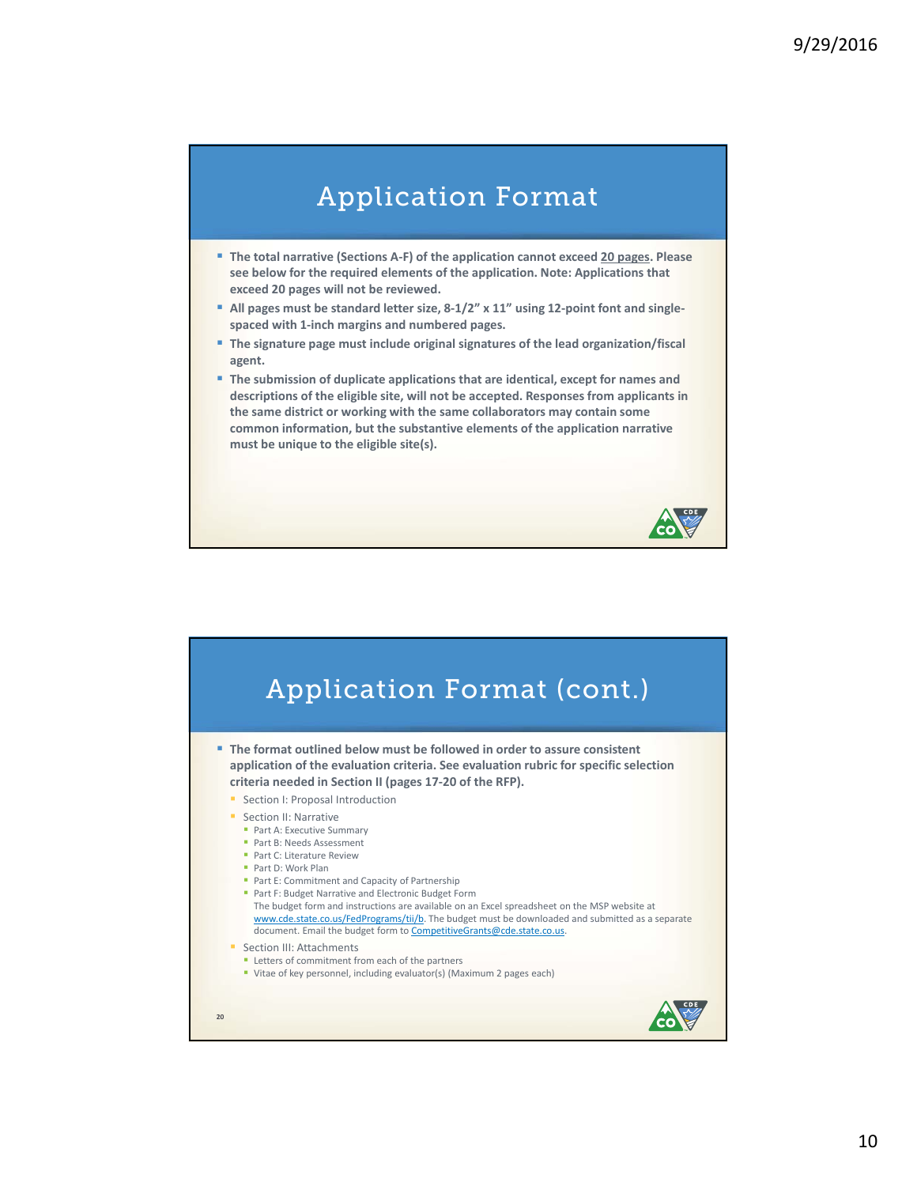## Application Format

- **The total narrative (Sections A-F) of the application cannot exceed 20 pages. Please see below for the required elements of the application. Note: Applications that exceed 20 pages will not be reviewed.**
- **All pages must be standard letter size, 8-1/2" x 11" using 12-point font and single-spaced with 1-inch margins and numbered pages.**
- **The signature page must include original signatures of the lead organization/fiscal agent.**
- **The submission of duplicate applications that are identical, except for names and descriptions of the eligible site, will not be accepted. Responses from applicants in the same district or working with the same collaborators may contain some common information, but the substantive elements of the application narrative must be unique to the eligible site(s).**

## Application Format (cont.)

- **The format outlined below must be followed in order to assure consistent application of the evaluation criteria. See evaluation rubric for specific selection criteria needed in Section II (pages 17-20 of the RFP).**
  - Section I: Proposal Introduction
  - Section II: Narrative
    - Part A: Executive Summary
    - Part B: Needs Assessment
    - Part C: Literature Review
    - Part D: Work Plan
    - Part E: Commitment and Capacity of Partnership
    - Part F: Budget Narrative and Electronic Budget Form
      The budget form and instructions are available on an Excel spreadsheet on the MSP website at www.cde.state.co.us/FedPrograms/tii/b. The budget must be downloaded and submitted as a separate document. Email the budget form to CompetitiveGrants@cde.state.co.us.
  - Section III: Attachments
    - Letters of commitment from each of the partners
    - Vitae of key personnel, including evaluator(s) (Maximum 2 pages each)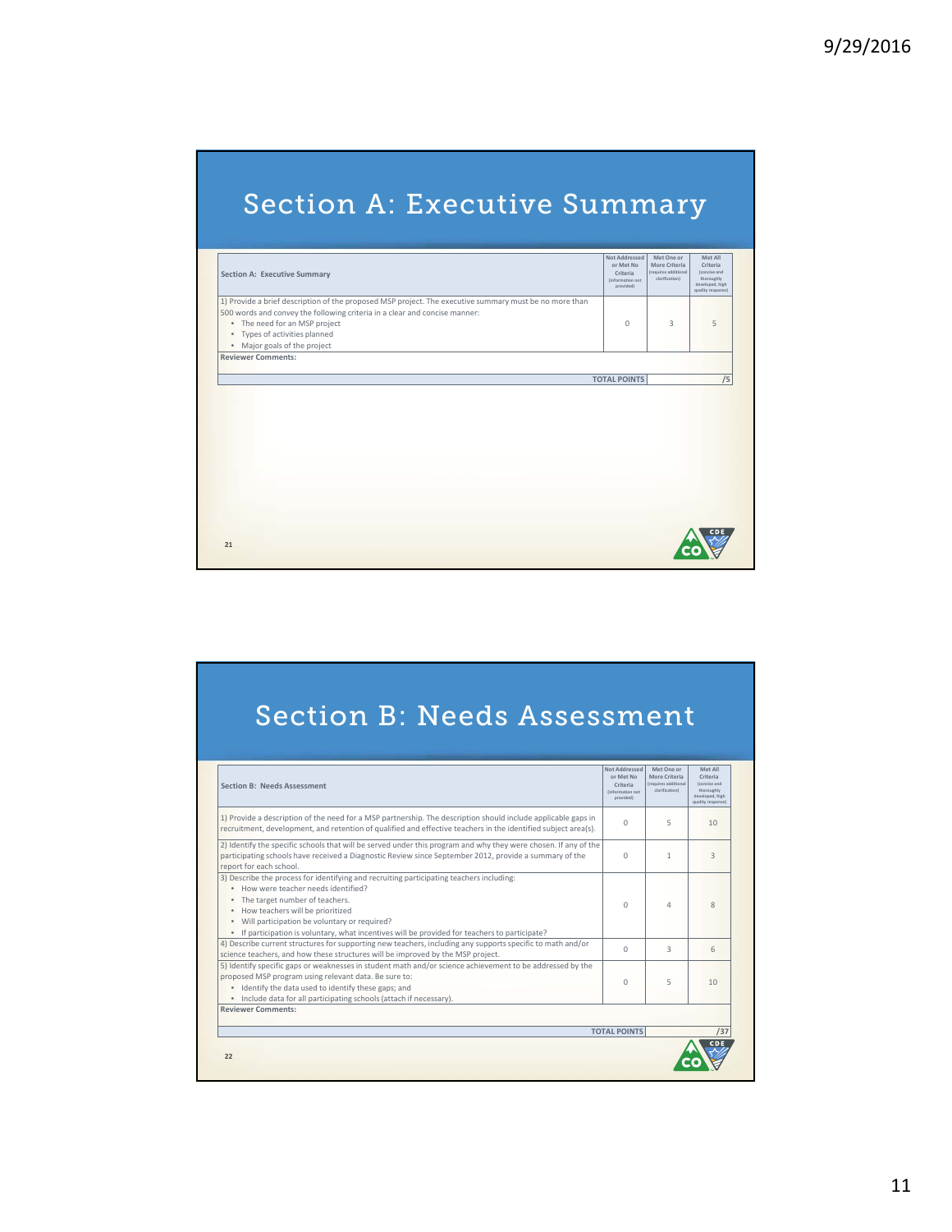# Section A: Executive Summary

| Section A: Executive Summary | Not Addressed or Met No Criteria (information not provided) | Met One or More Criteria (requires additional clarification) | Met All Criteria (concise and thoroughly developed, high quality response) |
|---|---|---|---|
| 1) Provide a brief description of the proposed MSP project. The executive summary must be no more than 500 words and convey the following criteria in a clear and concise manner:<br>• The need for an MSP project<br>• Types of activities planned<br>• Major goals of the project | 0 | 3 | 5 |
| **Reviewer Comments:** | | | |
| **TOTAL POINTS** | | | /5 |

# Section B: Needs Assessment

| Section B: Needs Assessment | Not Addressed or Met No Criteria (information not provided) | Met One or More Criteria (requires additional clarification) | Met All Criteria (concise and thoroughly developed, high quality response) |
|---|---|---|---|
| 1) Provide a description of the need for a MSP partnership. The description should include applicable gaps in recruitment, development, and retention of qualified and effective teachers in the identified subject area(s). | 0 | 5 | 10 |
| 2) Identify the specific schools that will be served under this program and why they were chosen. If any of the participating schools have received a Diagnostic Review since September 2012, provide a summary of the report for each school. | 0 | 1 | 3 |
| 3) Describe the process for identifying and recruiting participating teachers including:<br>• How were teacher needs identified?<br>• The target number of teachers.<br>• How teachers will be prioritized<br>• Will participation be voluntary or required?<br>• If participation is voluntary, what incentives will be provided for teachers to participate? | 0 | 4 | 8 |
| 4) Describe current structures for supporting new teachers, including any supports specific to math and/or science teachers, and how these structures will be improved by the MSP project. | 0 | 3 | 6 |
| 5) Identify specific gaps or weaknesses in student math and/or science achievement to be addressed by the proposed MSP program using relevant data. Be sure to:<br>• Identify the data used to identify these gaps; and<br>• Include data for all participating schools (attach if necessary). | 0 | 5 | 10 |
| **Reviewer Comments:** | | | |
| **TOTAL POINTS** | | | /37 |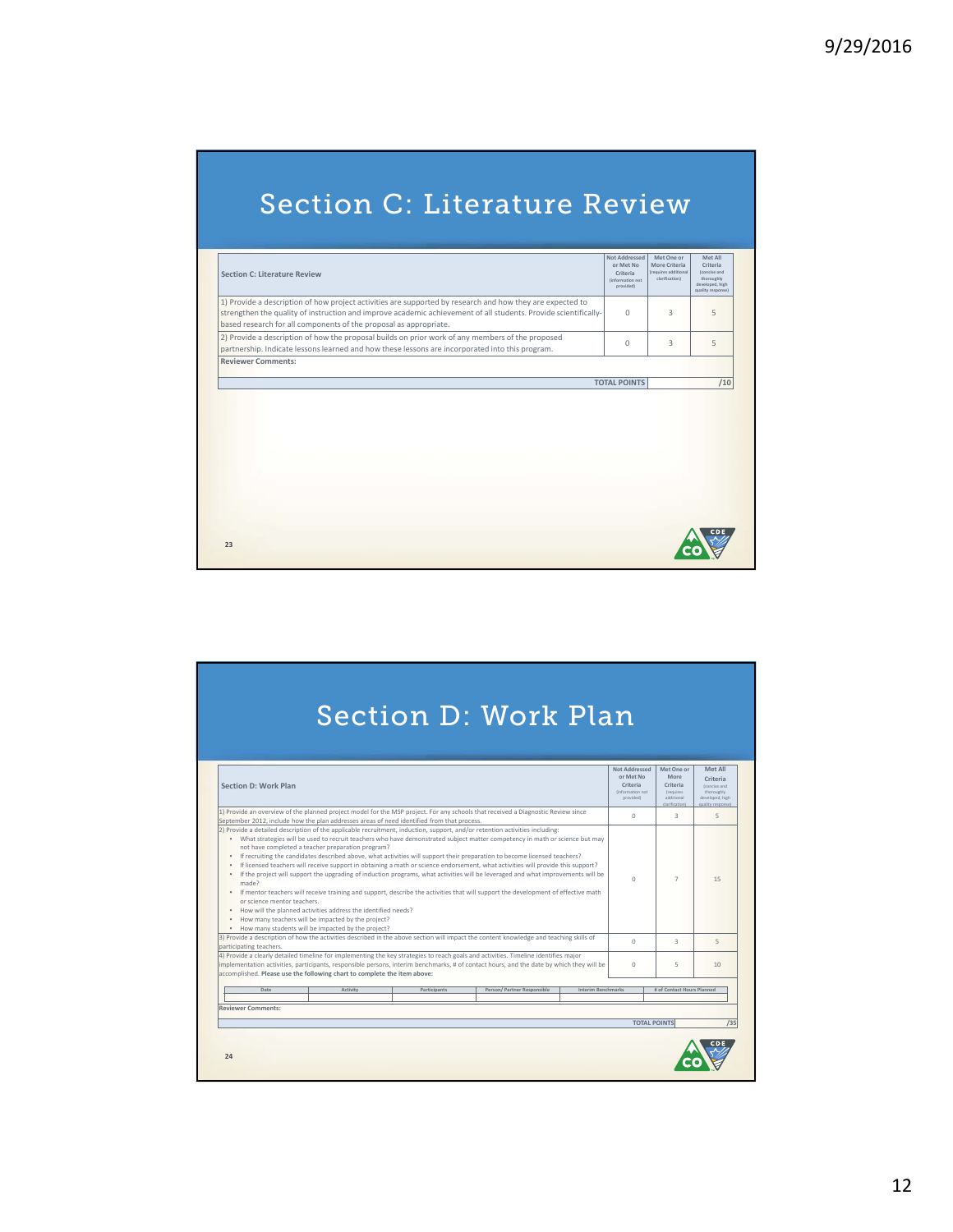# Section C: Literature Review

| Section C: Literature Review | Not Addressed or Met No Criteria (information not provided) | Met One or More Criteria (requires additional clarification) | Met All Criteria (concise and thoroughly developed, high quality response) |
|---|---|---|---|
| 1) Provide a description of how project activities are supported by research and how they are expected to strengthen the quality of instruction and improve academic achievement of all students. Provide scientifically-based research for all components of the proposal as appropriate. | 0 | 3 | 5 |
| 2) Provide a description of how the proposal builds on prior work of any members of the proposed partnership. Indicate lessons learned and how these lessons are incorporated into this program. | 0 | 3 | 5 |
| **Reviewer Comments:** | | | |
| **TOTAL POINTS** | | | /10 |

# Section D: Work Plan

| Section D: Work Plan | Not Addressed or Met No Criteria (information not provided) | Met One or More Criteria (requires additional clarification) | Met All Criteria (concise and thoroughly developed, high quality response) |
|---|---|---|---|
| 1) Provide an overview of the planned project model for the MSP project. For any schools that received a Diagnostic Review since September 2012, include how the plan addresses areas of need identified from that process. | 0 | 3 | 5 |
| 2) Provide a detailed description of the applicable recruitment, induction, support, and/or retention activities including: <br>• What strategies will be used to recruit teachers who have demonstrated subject matter competency in math or science but may not have completed a teacher preparation program? <br>• If recruiting the candidates described above, what activities will support their preparation to become licensed teachers? <br>• If licensed teachers will receive support in obtaining a math or science endorsement, what activities will provide this support? <br>• If the project will support the upgrading of induction programs, what activities will be leveraged and what improvements will be made? <br>• If mentor teachers will receive training and support, describe the activities that will support the development of effective math or science mentor teachers. <br>• How will the planned activities address the identified needs? <br>• How many teachers will be impacted by the project? <br>• How many students will be impacted by the project? | 0 | 7 | 15 |
| 3) Provide a description of how the activities described in the above section will impact the content knowledge and teaching skills of participating teachers. | 0 | 3 | 5 |
| 4) Provide a clearly detailed timeline for implementing the key strategies to reach goals and activities. Timeline identifies major implementation activities, participants, responsible persons, interim benchmarks, # of contact hours, and the date by which they will be accomplished. **Please use the following chart to complete the item above:** | 0 | 5 | 10 |

| Date | Activity | Participants | Person/ Partner Responsible | Interim Benchmarks | # of Contact Hours Planned |
|---|---|---|---|---|---|
| | | | | | |

**Reviewer Comments:**

| | |
|---|---|
| **TOTAL POINTS** | /35 |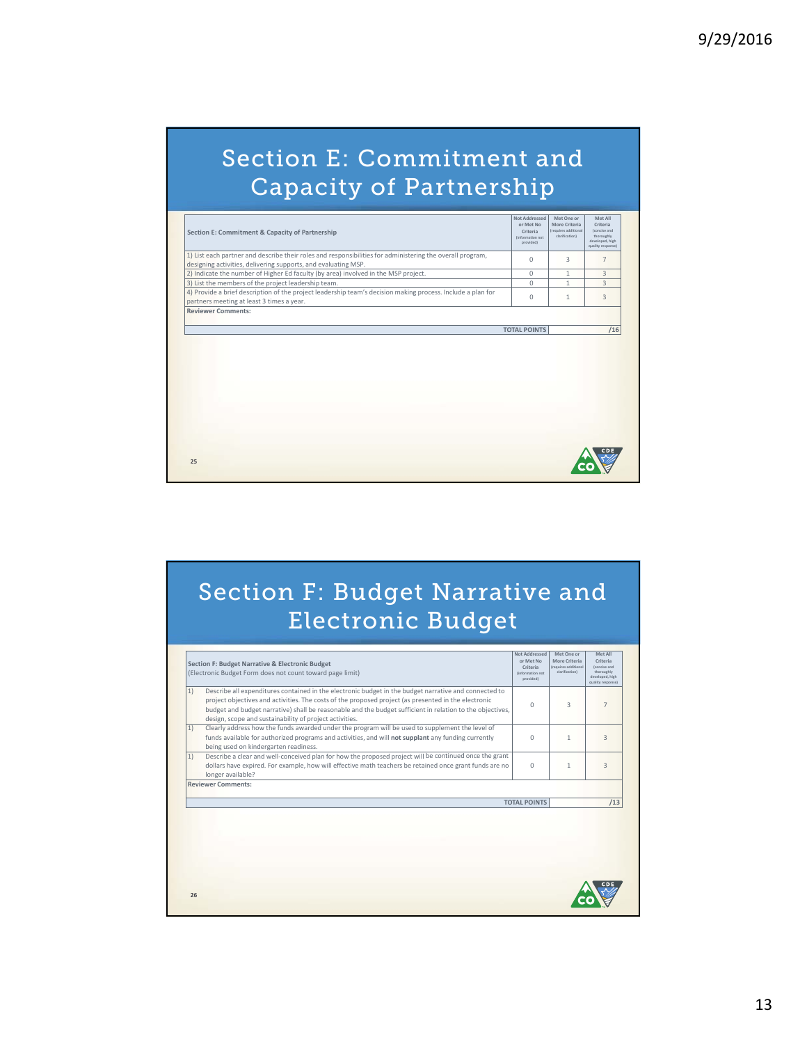# Section E: Commitment and Capacity of Partnership

| Section E: Commitment & Capacity of Partnership | Not Addressed or Met No Criteria (information not provided) | Met One or More Criteria (requires additional clarification) | Met All Criteria (concise and thoroughly developed, high quality response) |
|---|---|---|---|
| 1) List each partner and describe their roles and responsibilities for administering the overall program, designing activities, delivering supports, and evaluating MSP. | 0 | 3 | 7 |
| 2) Indicate the number of Higher Ed faculty (by area) involved in the MSP project. | 0 | 1 | 3 |
| 3) List the members of the project leadership team. | 0 | 1 | 3 |
| 4) Provide a brief description of the project leadership team's decision making process. Include a plan for partners meeting at least 3 times a year. | 0 | 1 | 3 |
| **Reviewer Comments:** | | | |
| **TOTAL POINTS** | | | /16 |

# Section F: Budget Narrative and Electronic Budget

| **Section F: Budget Narrative & Electronic Budget** (Electronic Budget Form does not count toward page limit) | Not Addressed or Met No Criteria (information not provided) | Met One or More Criteria (requires additional clarification) | Met All Criteria (concise and thoroughly developed, high quality response) |
|---|---|---|---|
| 1) Describe all expenditures contained in the electronic budget in the budget narrative and connected to project objectives and activities. The costs of the proposed project (as presented in the electronic budget and budget narrative) shall be reasonable and the budget sufficient in relation to the objectives, design, scope and sustainability of project activities. | 0 | 3 | 7 |
| 1) Clearly address how the funds awarded under the program will be used to supplement the level of funds available for authorized programs and activities, and will **not supplant** any funding currently being used on kindergarten readiness. | 0 | 1 | 3 |
| 1) Describe a clear and well-conceived plan for how the proposed project will be continued once the grant dollars have expired. For example, how will effective math teachers be retained once grant funds are no longer available? | 0 | 1 | 3 |
| **Reviewer Comments:** | | | |
| **TOTAL POINTS** | | | /13 |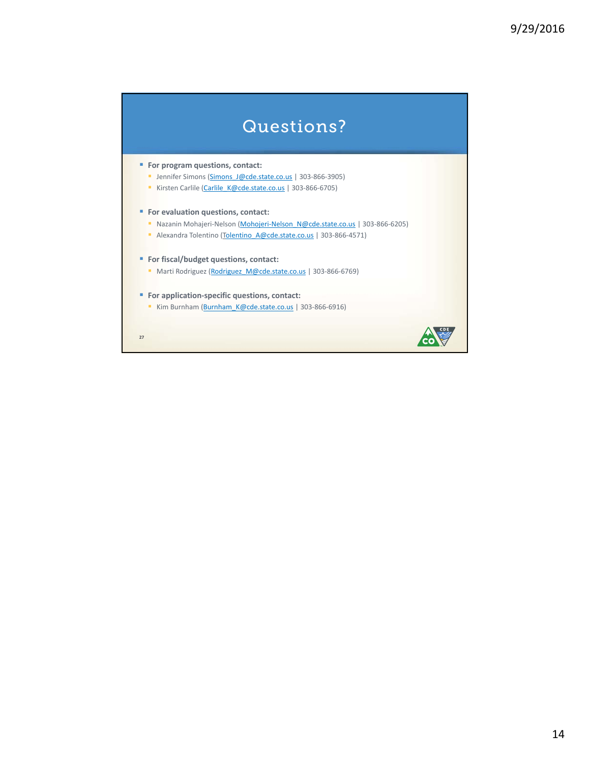# Questions?

- **For program questions, contact:**
  - Jennifer Simons (Simons_J@cde.state.co.us | 303-866-3905)
  - Kirsten Carlile (Carlile_K@cde.state.co.us | 303-866-6705)

- **For evaluation questions, contact:**
  - Nazanin Mohajeri-Nelson (Mohojeri-Nelson_N@cde.state.co.us | 303-866-6205)
  - Alexandra Tolentino (Tolentino_A@cde.state.co.us | 303-866-4571)

- **For fiscal/budget questions, contact:**
  - Marti Rodriguez (Rodriguez_M@cde.state.co.us | 303-866-6769)

- **For application-specific questions, contact:**
  - Kim Burnham (Burnham_K@cde.state.co.us | 303-866-6916)